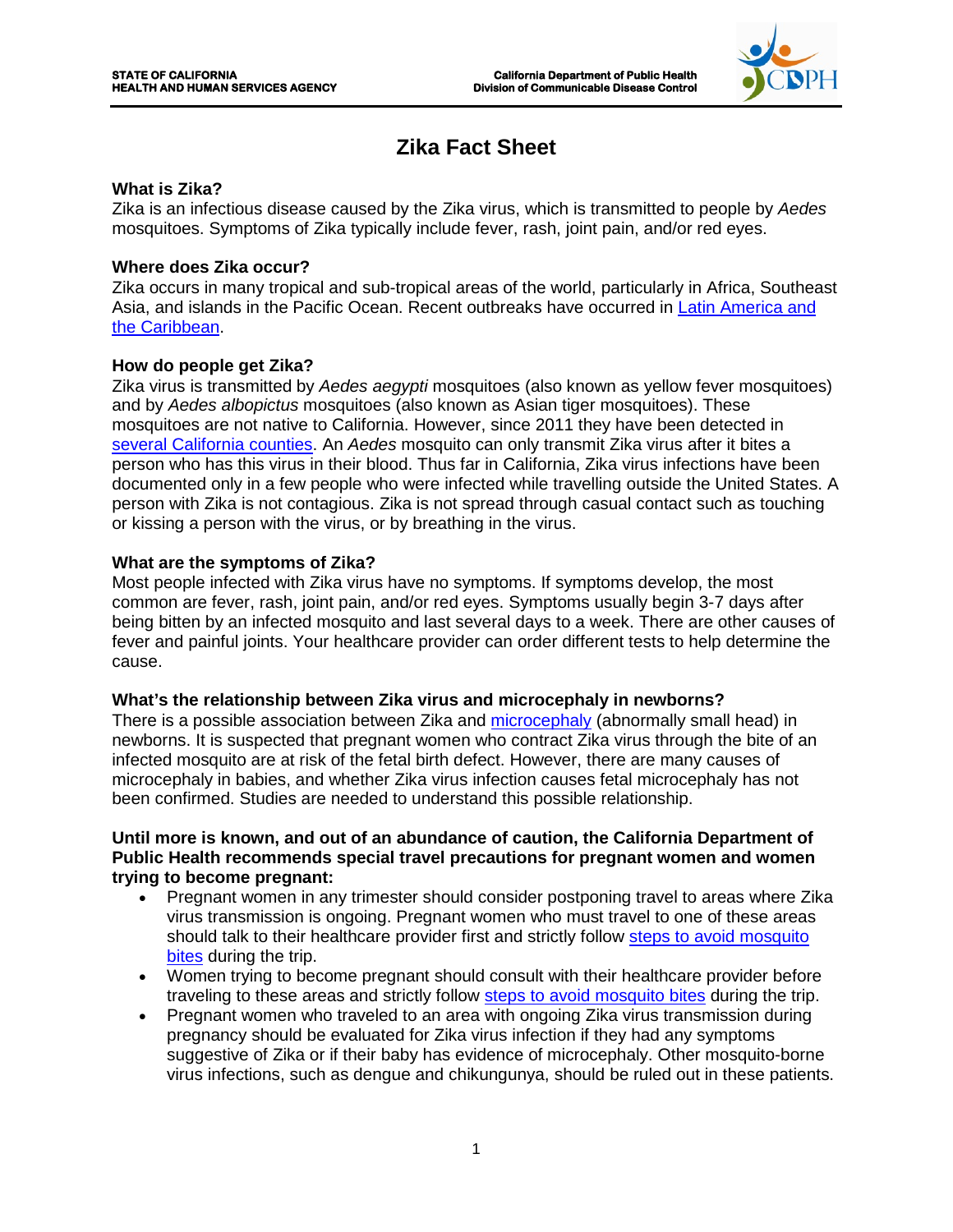STATE OF CALIFORNIA
HEALTH AND HUMAN SERVICES AGENCY

California Department of Public Health
Division of Communicable Disease Control

# Zika Fact Sheet

**What is Zika?**
Zika is an infectious disease caused by the Zika virus, which is transmitted to people by *Aedes* mosquitoes. Symptoms of Zika typically include fever, rash, joint pain, and/or red eyes.

**Where does Zika occur?**
Zika occurs in many tropical and sub-tropical areas of the world, particularly in Africa, Southeast Asia, and islands in the Pacific Ocean. Recent outbreaks have occurred in Latin America and the Caribbean.

**How do people get Zika?**
Zika virus is transmitted by *Aedes aegypti* mosquitoes (also known as yellow fever mosquitoes) and by *Aedes albopictus* mosquitoes (also known as Asian tiger mosquitoes). These mosquitoes are not native to California. However, since 2011 they have been detected in several California counties. An *Aedes* mosquito can only transmit Zika virus after it bites a person who has this virus in their blood. Thus far in California, Zika virus infections have been documented only in a few people who were infected while travelling outside the United States. A person with Zika is not contagious. Zika is not spread through casual contact such as touching or kissing a person with the virus, or by breathing in the virus.

**What are the symptoms of Zika?**
Most people infected with Zika virus have no symptoms. If symptoms develop, the most common are fever, rash, joint pain, and/or red eyes. Symptoms usually begin 3-7 days after being bitten by an infected mosquito and last several days to a week. There are other causes of fever and painful joints. Your healthcare provider can order different tests to help determine the cause.

**What's the relationship between Zika virus and microcephaly in newborns?**
There is a possible association between Zika and microcephaly (abnormally small head) in newborns. It is suspected that pregnant women who contract Zika virus through the bite of an infected mosquito are at risk of the fetal birth defect. However, there are many causes of microcephaly in babies, and whether Zika virus infection causes fetal microcephaly has not been confirmed. Studies are needed to understand this possible relationship.

**Until more is known, and out of an abundance of caution, the California Department of Public Health recommends special travel precautions for pregnant women and women trying to become pregnant:**

- Pregnant women in any trimester should consider postponing travel to areas where Zika virus transmission is ongoing. Pregnant women who must travel to one of these areas should talk to their healthcare provider first and strictly follow steps to avoid mosquito bites during the trip.
- Women trying to become pregnant should consult with their healthcare provider before traveling to these areas and strictly follow steps to avoid mosquito bites during the trip.
- Pregnant women who traveled to an area with ongoing Zika virus transmission during pregnancy should be evaluated for Zika virus infection if they had any symptoms suggestive of Zika or if their baby has evidence of microcephaly. Other mosquito-borne virus infections, such as dengue and chikungunya, should be ruled out in these patients.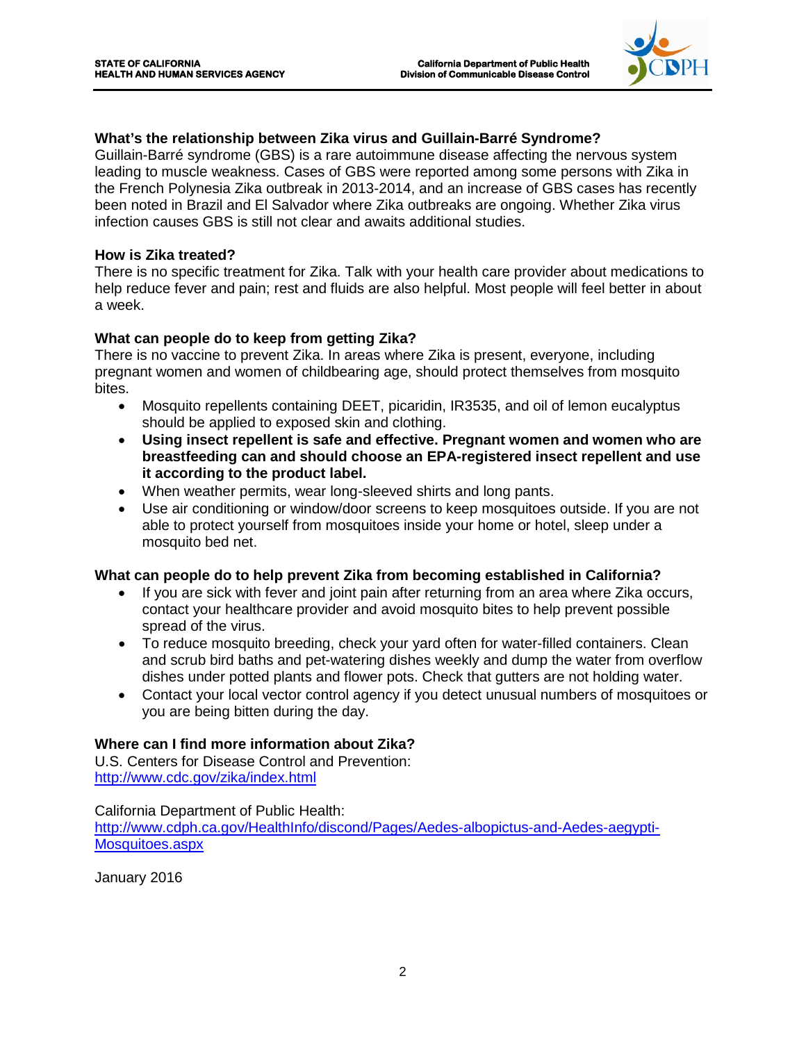**What's the relationship between Zika virus and Guillain-Barré Syndrome?**
Guillain-Barré syndrome (GBS) is a rare autoimmune disease affecting the nervous system leading to muscle weakness. Cases of GBS were reported among some persons with Zika in the French Polynesia Zika outbreak in 2013-2014, and an increase of GBS cases has recently been noted in Brazil and El Salvador where Zika outbreaks are ongoing. Whether Zika virus infection causes GBS is still not clear and awaits additional studies.

**How is Zika treated?**
There is no specific treatment for Zika. Talk with your health care provider about medications to help reduce fever and pain; rest and fluids are also helpful. Most people will feel better in about a week.

**What can people do to keep from getting Zika?**
There is no vaccine to prevent Zika. In areas where Zika is present, everyone, including pregnant women and women of childbearing age, should protect themselves from mosquito bites.

- Mosquito repellents containing DEET, picaridin, IR3535, and oil of lemon eucalyptus should be applied to exposed skin and clothing.
- **Using insect repellent is safe and effective. Pregnant women and women who are breastfeeding can and should choose an EPA-registered insect repellent and use it according to the product label.**
- When weather permits, wear long-sleeved shirts and long pants.
- Use air conditioning or window/door screens to keep mosquitoes outside. If you are not able to protect yourself from mosquitoes inside your home or hotel, sleep under a mosquito bed net.

**What can people do to help prevent Zika from becoming established in California?**

- If you are sick with fever and joint pain after returning from an area where Zika occurs, contact your healthcare provider and avoid mosquito bites to help prevent possible spread of the virus.
- To reduce mosquito breeding, check your yard often for water-filled containers. Clean and scrub bird baths and pet-watering dishes weekly and dump the water from overflow dishes under potted plants and flower pots. Check that gutters are not holding water.
- Contact your local vector control agency if you detect unusual numbers of mosquitoes or you are being bitten during the day.

**Where can I find more information about Zika?**
U.S. Centers for Disease Control and Prevention:
http://www.cdc.gov/zika/index.html

California Department of Public Health:
http://www.cdph.ca.gov/HealthInfo/discond/Pages/Aedes-albopictus-and-Aedes-aegypti-Mosquitoes.aspx

January 2016